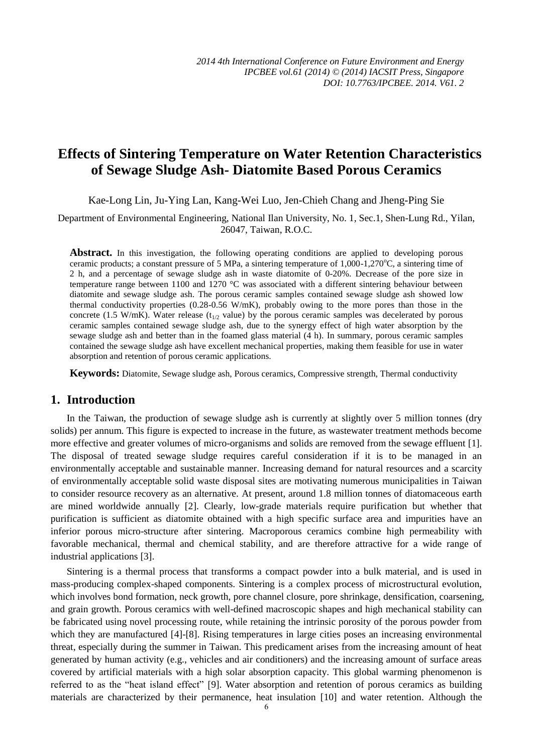# Effects of Sintering Temperature on Water Retention Characteristics of Sewage Sludge Ash- Diatomite Based Porous Ceramics

Kae-Long Lin, Ju-Ying Lan, Kang-Wei Luo, Jen-Chieh Chang and Jheng-Ping Sie

Department of Environmental Engineering, National Ilan University, No. 1, Sec.1, Shen-Lung Rd., Yilan, 26047, Taiwan, R.O.C.

**Abstract.** In this investigation, the following operating conditions are applied to developing porous ceramic products; a constant pressure of 5 MPa, a sintering temperature of 1,000-1,270$^{o}$C, a sintering time of 2 h, and a percentage of sewage sludge ash in waste diatomite of 0-20%. Decrease of the pore size in temperature range between 1100 and 1270 °C was associated with a different sintering behaviour between diatomite and sewage sludge ash. The porous ceramic samples contained sewage sludge ash showed low thermal conductivity properties (0.28-0.56 W/mK), probably owing to the more pores than those in the concrete (1.5 W/mK). Water release ($t_{1/2}$ value) by the porous ceramic samples was decelerated by porous ceramic samples contained sewage sludge ash, due to the synergy effect of high water absorption by the sewage sludge ash and better than in the foamed glass material (4 h). In summary, porous ceramic samples contained the sewage sludge ash have excellent mechanical properties, making them feasible for use in water absorption and retention of porous ceramic applications.

**Keywords:** Diatomite, Sewage sludge ash, Porous ceramics, Compressive strength, Thermal conductivity

## 1. Introduction

In the Taiwan, the production of sewage sludge ash is currently at slightly over 5 million tonnes (dry solids) per annum. This figure is expected to increase in the future, as wastewater treatment methods become more effective and greater volumes of micro-organisms and solids are removed from the sewage effluent [1]. The disposal of treated sewage sludge requires careful consideration if it is to be managed in an environmentally acceptable and sustainable manner. Increasing demand for natural resources and a scarcity of environmentally acceptable solid waste disposal sites are motivating numerous municipalities in Taiwan to consider resource recovery as an alternative. At present, around 1.8 million tonnes of diatomaceous earth are mined worldwide annually [2]. Clearly, low-grade materials require purification but whether that purification is sufficient as diatomite obtained with a high specific surface area and impurities have an inferior porous micro-structure after sintering. Macroporous ceramics combine high permeability with favorable mechanical, thermal and chemical stability, and are therefore attractive for a wide range of industrial applications [3].

Sintering is a thermal process that transforms a compact powder into a bulk material, and is used in mass-producing complex-shaped components. Sintering is a complex process of microstructural evolution, which involves bond formation, neck growth, pore channel closure, pore shrinkage, densification, coarsening, and grain growth. Porous ceramics with well-defined macroscopic shapes and high mechanical stability can be fabricated using novel processing route, while retaining the intrinsic porosity of the porous powder from which they are manufactured [4]-[8]. Rising temperatures in large cities poses an increasing environmental threat, especially during the summer in Taiwan. This predicament arises from the increasing amount of heat generated by human activity (e.g., vehicles and air conditioners) and the increasing amount of surface areas covered by artificial materials with a high solar absorption capacity. This global warming phenomenon is referred to as the "heat island effect" [9]. Water absorption and retention of porous ceramics as building materials are characterized by their permanence, heat insulation [10] and water retention. Although the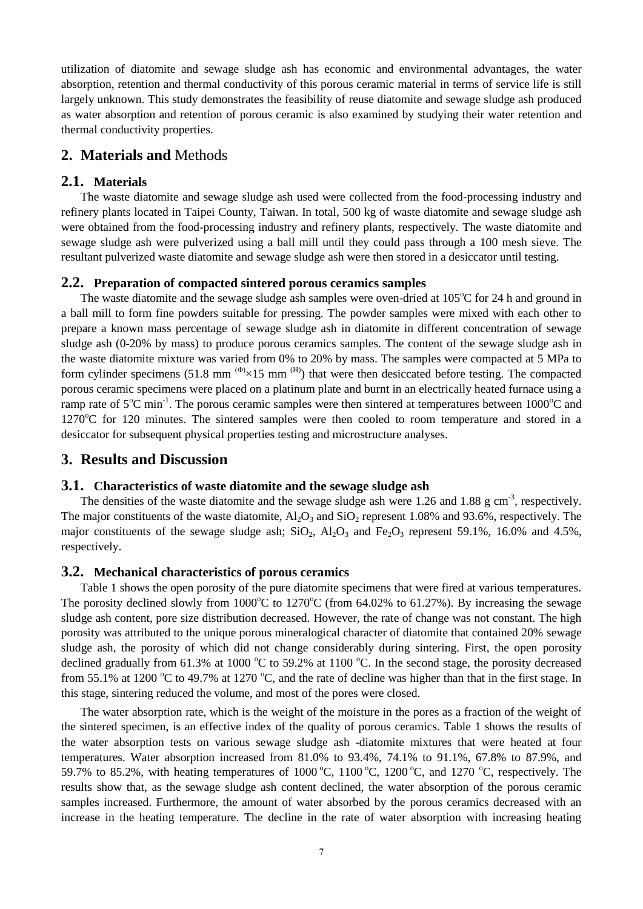utilization of diatomite and sewage sludge ash has economic and environmental advantages, the water absorption, retention and thermal conductivity of this porous ceramic material in terms of service life is still largely unknown. This study demonstrates the feasibility of reuse diatomite and sewage sludge ash produced as water absorption and retention of porous ceramic is also examined by studying their water retention and thermal conductivity properties.

## 2. Materials and Methods

### 2.1. Materials

The waste diatomite and sewage sludge ash used were collected from the food-processing industry and refinery plants located in Taipei County, Taiwan. In total, 500 kg of waste diatomite and sewage sludge ash were obtained from the food-processing industry and refinery plants, respectively. The waste diatomite and sewage sludge ash were pulverized using a ball mill until they could pass through a 100 mesh sieve. The resultant pulverized waste diatomite and sewage sludge ash were then stored in a desiccator until testing.

### 2.2. Preparation of compacted sintered porous ceramics samples

The waste diatomite and the sewage sludge ash samples were oven-dried at 105°C for 24 h and ground in a ball mill to form fine powders suitable for pressing. The powder samples were mixed with each other to prepare a known mass percentage of sewage sludge ash in diatomite in different concentration of sewage sludge ash (0-20% by mass) to produce porous ceramics samples. The content of the sewage sludge ash in the waste diatomite mixture was varied from 0% to 20% by mass. The samples were compacted at 5 MPa to form cylinder specimens (51.8 mm $^{(\Phi)}\times$15 mm $^{(H)}$) that were then desiccated before testing. The compacted porous ceramic specimens were placed on a platinum plate and burnt in an electrically heated furnace using a ramp rate of 5°C min$^{-1}$. The porous ceramic samples were then sintered at temperatures between 1000°C and 1270°C for 120 minutes. The sintered samples were then cooled to room temperature and stored in a desiccator for subsequent physical properties testing and microstructure analyses.

## 3. Results and Discussion

### 3.1. Characteristics of waste diatomite and the sewage sludge ash

The densities of the waste diatomite and the sewage sludge ash were 1.26 and 1.88 g cm$^{-3}$, respectively. The major constituents of the waste diatomite, $Al_2O_3$ and $SiO_2$ represent 1.08% and 93.6%, respectively. The major constituents of the sewage sludge ash; $SiO_2$, $Al_2O_3$ and $Fe_2O_3$ represent 59.1%, 16.0% and 4.5%, respectively.

### 3.2. Mechanical characteristics of porous ceramics

Table 1 shows the open porosity of the pure diatomite specimens that were fired at various temperatures. The porosity declined slowly from 1000°C to 1270°C (from 64.02% to 61.27%). By increasing the sewage sludge ash content, pore size distribution decreased. However, the rate of change was not constant. The high porosity was attributed to the unique porous mineralogical character of diatomite that contained 20% sewage sludge ash, the porosity of which did not change considerably during sintering. First, the open porosity declined gradually from 61.3% at 1000 °C to 59.2% at 1100 °C. In the second stage, the porosity decreased from 55.1% at 1200 °C to 49.7% at 1270 °C, and the rate of decline was higher than that in the first stage. In this stage, sintering reduced the volume, and most of the pores were closed.

The water absorption rate, which is the weight of the moisture in the pores as a fraction of the weight of the sintered specimen, is an effective index of the quality of porous ceramics. Table 1 shows the results of the water absorption tests on various sewage sludge ash -diatomite mixtures that were heated at four temperatures. Water absorption increased from 81.0% to 93.4%, 74.1% to 91.1%, 67.8% to 87.9%, and 59.7% to 85.2%, with heating temperatures of 1000 °C, 1100 °C, 1200 °C, and 1270 °C, respectively. The results show that, as the sewage sludge ash content declined, the water absorption of the porous ceramic samples increased. Furthermore, the amount of water absorbed by the porous ceramics decreased with an increase in the heating temperature. The decline in the rate of water absorption with increasing heating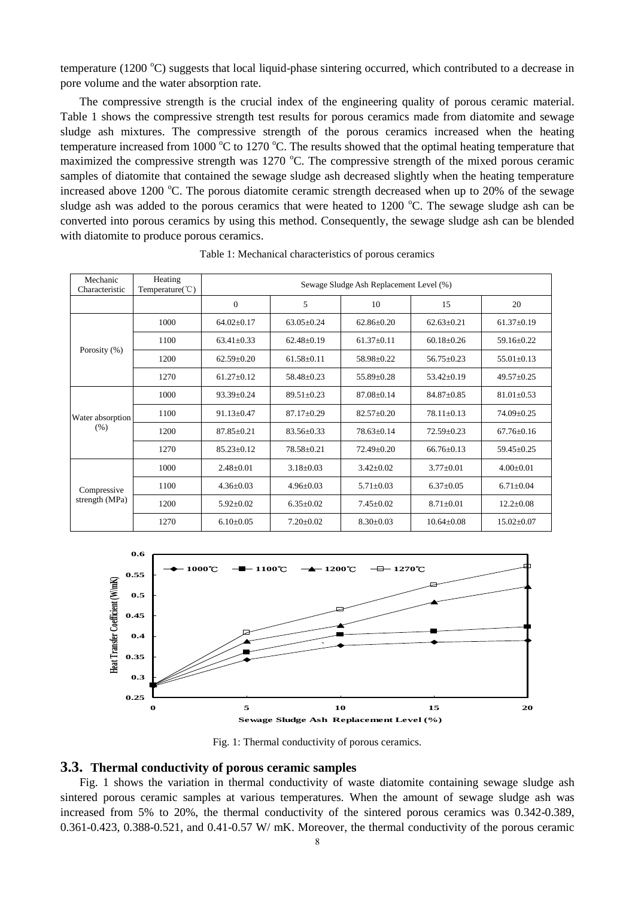temperature (1200 °C) suggests that local liquid-phase sintering occurred, which contributed to a decrease in pore volume and the water absorption rate.

The compressive strength is the crucial index of the engineering quality of porous ceramic material. Table 1 shows the compressive strength test results for porous ceramics made from diatomite and sewage sludge ash mixtures. The compressive strength of the porous ceramics increased when the heating temperature increased from 1000 °C to 1270 °C. The results showed that the optimal heating temperature that maximized the compressive strength was 1270 °C. The compressive strength of the mixed porous ceramic samples of diatomite that contained the sewage sludge ash decreased slightly when the heating temperature increased above 1200 °C. The porous diatomite ceramic strength decreased when up to 20% of the sewage sludge ash was added to the porous ceramics that were heated to 1200 °C. The sewage sludge ash can be converted into porous ceramics by using this method. Consequently, the sewage sludge ash can be blended with diatomite to produce porous ceramics.

Table 1: Mechanical characteristics of porous ceramics

| Mechanic Characteristic | Heating Temperature(℃) | Sewage Sludge Ash Replacement Level (%) | | | | |
|---|---|---|---|---|---|---|
| | | 0 | 5 | 10 | 15 | 20 |
| Porosity (%) | 1000 | 64.02±0.17 | 63.05±0.24 | 62.86±0.20 | 62.63±0.21 | 61.37±0.19 |
| | 1100 | 63.41±0.33 | 62.48±0.19 | 61.37±0.11 | 60.18±0.26 | 59.16±0.22 |
| | 1200 | 62.59±0.20 | 61.58±0.11 | 58.98±0.22 | 56.75±0.23 | 55.01±0.13 |
| | 1270 | 61.27±0.12 | 58.48±0.23 | 55.89±0.28 | 53.42±0.19 | 49.57±0.25 |
| Water absorption (%) | 1000 | 93.39±0.24 | 89.51±0.23 | 87.08±0.14 | 84.87±0.85 | 81.01±0.53 |
| | 1100 | 91.13±0.47 | 87.17±0.29 | 82.57±0.20 | 78.11±0.13 | 74.09±0.25 |
| | 1200 | 87.85±0.21 | 83.56±0.33 | 78.63±0.14 | 72.59±0.23 | 67.76±0.16 |
| | 1270 | 85.23±0.12 | 78.58±0.21 | 72.49±0.20 | 66.76±0.13 | 59.45±0.25 |
| Compressive strength (MPa) | 1000 | 2.48±0.01 | 3.18±0.03 | 3.42±0.02 | 3.77±0.01 | 4.00±0.01 |
| | 1100 | 4.36±0.03 | 4.96±0.03 | 5.71±0.03 | 6.37±0.05 | 6.71±0.04 |
| | 1200 | 5.92±0.02 | 6.35±0.02 | 7.45±0.02 | 8.71±0.01 | 12.2±0.08 |
| | 1270 | 6.10±0.05 | 7.20±0.02 | 8.30±0.03 | 10.64±0.08 | 15.02±0.07 |

Fig. 1: Thermal conductivity of porous ceramics.

## 3.3. Thermal conductivity of porous ceramic samples

Fig. 1 shows the variation in thermal conductivity of waste diatomite containing sewage sludge ash sintered porous ceramic samples at various temperatures. When the amount of sewage sludge ash was increased from 5% to 20%, the thermal conductivity of the sintered porous ceramics was 0.342-0.389, 0.361-0.423, 0.388-0.521, and 0.41-0.57 W/ mK. Moreover, the thermal conductivity of the porous ceramic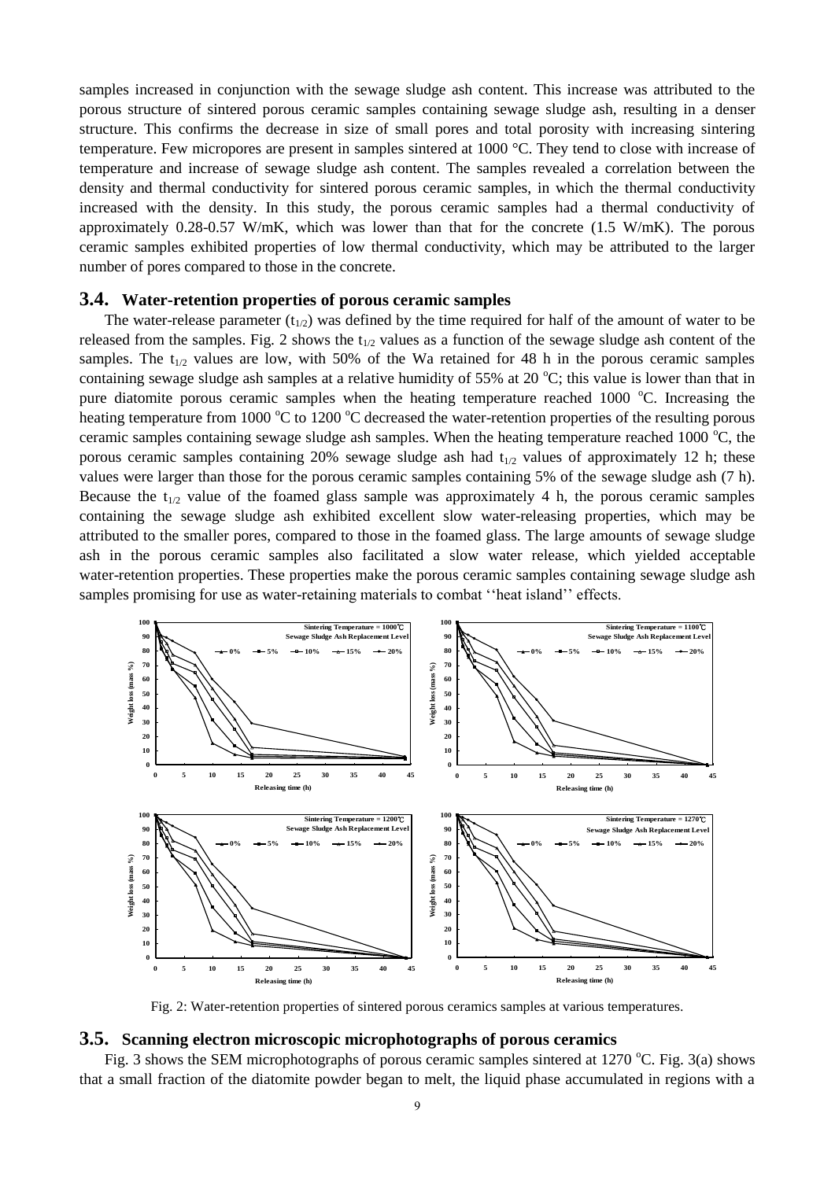samples increased in conjunction with the sewage sludge ash content. This increase was attributed to the porous structure of sintered porous ceramic samples containing sewage sludge ash, resulting in a denser structure. This confirms the decrease in size of small pores and total porosity with increasing sintering temperature. Few micropores are present in samples sintered at 1000 °C. They tend to close with increase of temperature and increase of sewage sludge ash content. The samples revealed a correlation between the density and thermal conductivity for sintered porous ceramic samples, in which the thermal conductivity increased with the density. In this study, the porous ceramic samples had a thermal conductivity of approximately 0.28-0.57 W/mK, which was lower than that for the concrete (1.5 W/mK). The porous ceramic samples exhibited properties of low thermal conductivity, which may be attributed to the larger number of pores compared to those in the concrete.

## 3.4. Water-retention properties of porous ceramic samples

The water-release parameter ($t_{1/2}$) was defined by the time required for half of the amount of water to be released from the samples. Fig. 2 shows the $t_{1/2}$ values as a function of the sewage sludge ash content of the samples. The $t_{1/2}$ values are low, with 50% of the Wa retained for 48 h in the porous ceramic samples containing sewage sludge ash samples at a relative humidity of 55% at 20 °C; this value is lower than that in pure diatomite porous ceramic samples when the heating temperature reached 1000 °C. Increasing the heating temperature from 1000 °C to 1200 °C decreased the water-retention properties of the resulting porous ceramic samples containing sewage sludge ash samples. When the heating temperature reached 1000 °C, the porous ceramic samples containing 20% sewage sludge ash had $t_{1/2}$ values of approximately 12 h; these values were larger than those for the porous ceramic samples containing 5% of the sewage sludge ash (7 h). Because the $t_{1/2}$ value of the foamed glass sample was approximately 4 h, the porous ceramic samples containing the sewage sludge ash exhibited excellent slow water-releasing properties, which may be attributed to the smaller pores, compared to those in the foamed glass. The large amounts of sewage sludge ash in the porous ceramic samples also facilitated a slow water release, which yielded acceptable water-retention properties. These properties make the porous ceramic samples containing sewage sludge ash samples promising for use as water-retaining materials to combat ''heat island'' effects.

Fig. 2: Water-retention properties of sintered porous ceramics samples at various temperatures.

## 3.5. Scanning electron microscopic microphotographs of porous ceramics

Fig. 3 shows the SEM microphotographs of porous ceramic samples sintered at 1270 °C. Fig. 3(a) shows that a small fraction of the diatomite powder began to melt, the liquid phase accumulated in regions with a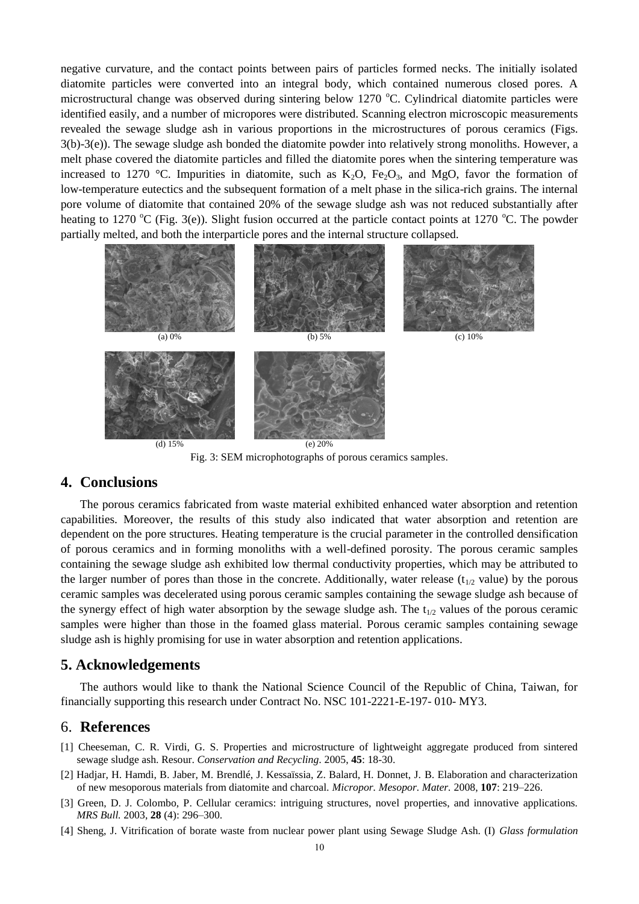negative curvature, and the contact points between pairs of particles formed necks. The initially isolated diatomite particles were converted into an integral body, which contained numerous closed pores. A microstructural change was observed during sintering below 1270 °C. Cylindrical diatomite particles were identified easily, and a number of micropores were distributed. Scanning electron microscopic measurements revealed the sewage sludge ash in various proportions in the microstructures of porous ceramics (Figs. 3(b)-3(e)). The sewage sludge ash bonded the diatomite powder into relatively strong monoliths. However, a melt phase covered the diatomite particles and filled the diatomite pores when the sintering temperature was increased to 1270 °C. Impurities in diatomite, such as $K_2O$, $Fe_2O_3$, and MgO, favor the formation of low-temperature eutectics and the subsequent formation of a melt phase in the silica-rich grains. The internal pore volume of diatomite that contained 20% of the sewage sludge ash was not reduced substantially after heating to 1270 °C (Fig. 3(e)). Slight fusion occurred at the particle contact points at 1270 °C. The powder partially melted, and both the interparticle pores and the internal structure collapsed.

(a) 0% (b) 5% (c) 10%

(d) 15% (e) 20%

Fig. 3: SEM microphotographs of porous ceramics samples.

## 4. Conclusions

The porous ceramics fabricated from waste material exhibited enhanced water absorption and retention capabilities. Moreover, the results of this study also indicated that water absorption and retention are dependent on the pore structures. Heating temperature is the crucial parameter in the controlled densification of porous ceramics and in forming monoliths with a well-defined porosity. The porous ceramic samples containing the sewage sludge ash exhibited low thermal conductivity properties, which may be attributed to the larger number of pores than those in the concrete. Additionally, water release ($t_{1/2}$ value) by the porous ceramic samples was decelerated using porous ceramic samples containing the sewage sludge ash because of the synergy effect of high water absorption by the sewage sludge ash. The $t_{1/2}$ values of the porous ceramic samples were higher than those in the foamed glass material. Porous ceramic samples containing sewage sludge ash is highly promising for use in water absorption and retention applications.

## 5. Acknowledgements

The authors would like to thank the National Science Council of the Republic of China, Taiwan, for financially supporting this research under Contract No. NSC 101-2221-E-197- 010- MY3.

## 6. References

[1] Cheeseman, C. R. Virdi, G. S. Properties and microstructure of lightweight aggregate produced from sintered sewage sludge ash. Resour. *Conservation and Recycling*. 2005, **45**: 18-30.

[2] Hadjar, H. Hamdi, B. Jaber, M. Brendlé, J. Kessaïssia, Z. Balard, H. Donnet, J. B. Elaboration and characterization of new mesoporous materials from diatomite and charcoal. *Micropor. Mesopor. Mater.* 2008, **107**: 219–226.

[3] Green, D. J. Colombo, P. Cellular ceramics: intriguing structures, novel properties, and innovative applications. *MRS Bull.* 2003, **28** (4): 296–300.

[4] Sheng, J. Vitrification of borate waste from nuclear power plant using Sewage Sludge Ash. (I) *Glass formulation*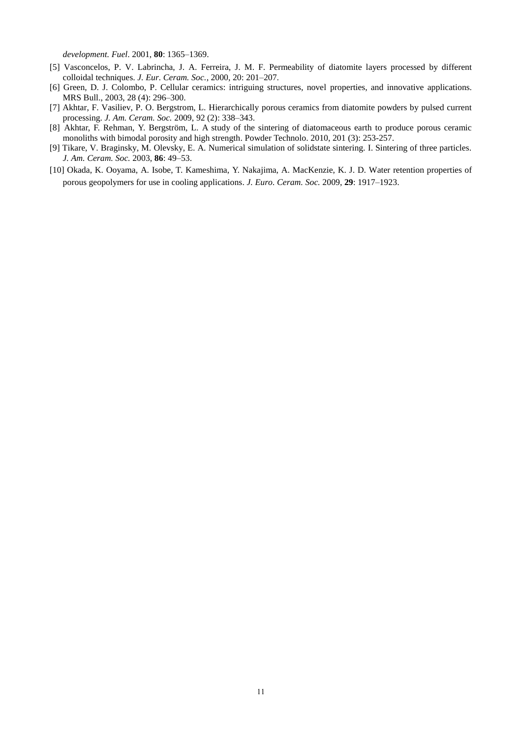*development. Fuel*. 2001, **80**: 1365–1369.

[5] Vasconcelos, P. V. Labrincha, J. A. Ferreira, J. M. F. Permeability of diatomite layers processed by different colloidal techniques. *J. Eur. Ceram. Soc.*, 2000, 20: 201–207.

[6] Green, D. J. Colombo, P. Cellular ceramics: intriguing structures, novel properties, and innovative applications. MRS Bull., 2003, 28 (4): 296–300.

[7] Akhtar, F. Vasiliev, P. O. Bergstrom, L. Hierarchically porous ceramics from diatomite powders by pulsed current processing. *J. Am. Ceram. Soc.* 2009, 92 (2): 338–343.

[8] Akhtar, F. Rehman, Y. Bergström, L. A study of the sintering of diatomaceous earth to produce porous ceramic monoliths with bimodal porosity and high strength. Powder Technolo. 2010, 201 (3): 253-257.

[9] Tikare, V. Braginsky, M. Olevsky, E. A. Numerical simulation of solidstate sintering. I. Sintering of three particles. *J. Am. Ceram. Soc.* 2003, **86**: 49–53.

[10] Okada, K. Ooyama, A. Isobe, T. Kameshima, Y. Nakajima, A. MacKenzie, K. J. D. Water retention properties of porous geopolymers for use in cooling applications. *J. Euro. Ceram. Soc.* 2009, **29**: 1917–1923.